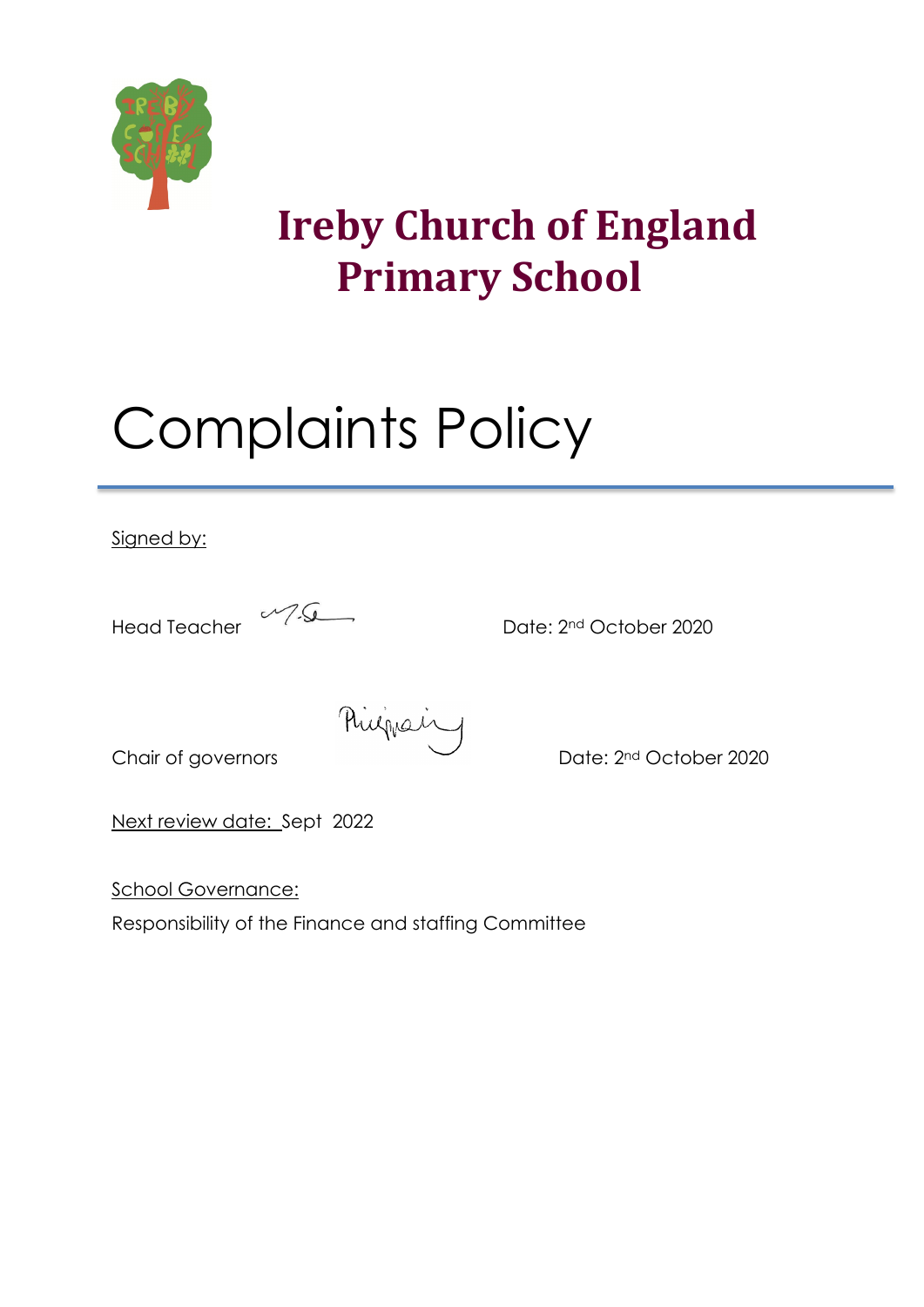# Ireby Church of England Primary School

# Complaints Policy

Signed by:

Head Teacher Date: 2nd October 2020

Chair of governors Date: 2nd October 2020

Next review date: Sept 2022

School Governance:

Responsibility of the Finance and staffing Committee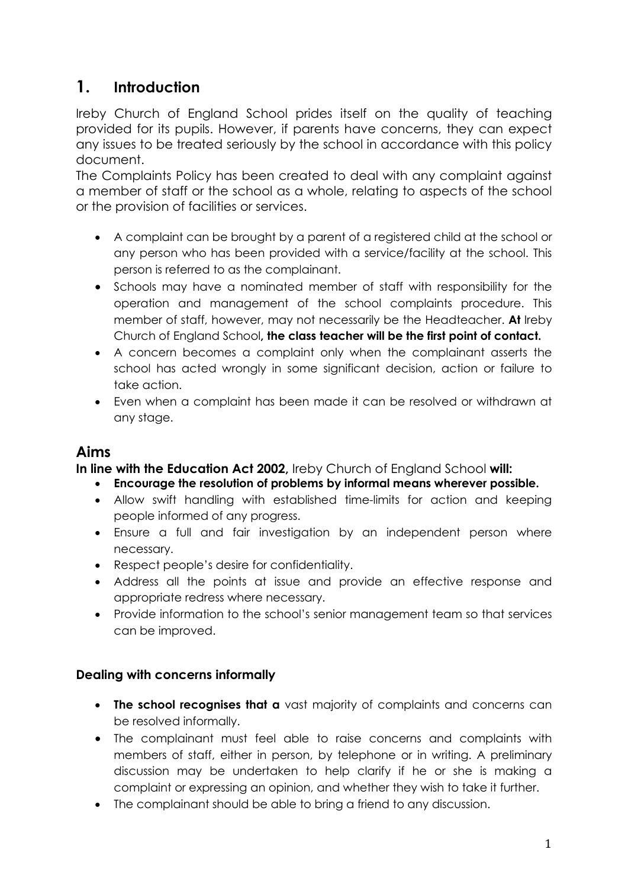# 1. Introduction

Ireby Church of England School prides itself on the quality of teaching provided for its pupils. However, if parents have concerns, they can expect any issues to be treated seriously by the school in accordance with this policy document.

The Complaints Policy has been created to deal with any complaint against a member of staff or the school as a whole, relating to aspects of the school or the provision of facilities or services.

- A complaint can be brought by a parent of a registered child at the school or any person who has been provided with a service/facility at the school. This person is referred to as the complainant.
- Schools may have a nominated member of staff with responsibility for the operation and management of the school complaints procedure. This member of staff, however, may not necessarily be the Headteacher. **At** Ireby Church of England School**, the class teacher will be the first point of contact.**
- A concern becomes a complaint only when the complainant asserts the school has acted wrongly in some significant decision, action or failure to take action.
- Even when a complaint has been made it can be resolved or withdrawn at any stage.

## Aims

**In line with the Education Act 2002,** Ireby Church of England School **will:**

- **Encourage the resolution of problems by informal means wherever possible.**
- Allow swift handling with established time-limits for action and keeping people informed of any progress.
- Ensure a full and fair investigation by an independent person where necessary.
- Respect people's desire for confidentiality.
- Address all the points at issue and provide an effective response and appropriate redress where necessary.
- Provide information to the school's senior management team so that services can be improved.

### Dealing with concerns informally

- **The school recognises that a** vast majority of complaints and concerns can be resolved informally.
- The complainant must feel able to raise concerns and complaints with members of staff, either in person, by telephone or in writing. A preliminary discussion may be undertaken to help clarify if he or she is making a complaint or expressing an opinion, and whether they wish to take it further.
- The complainant should be able to bring a friend to any discussion.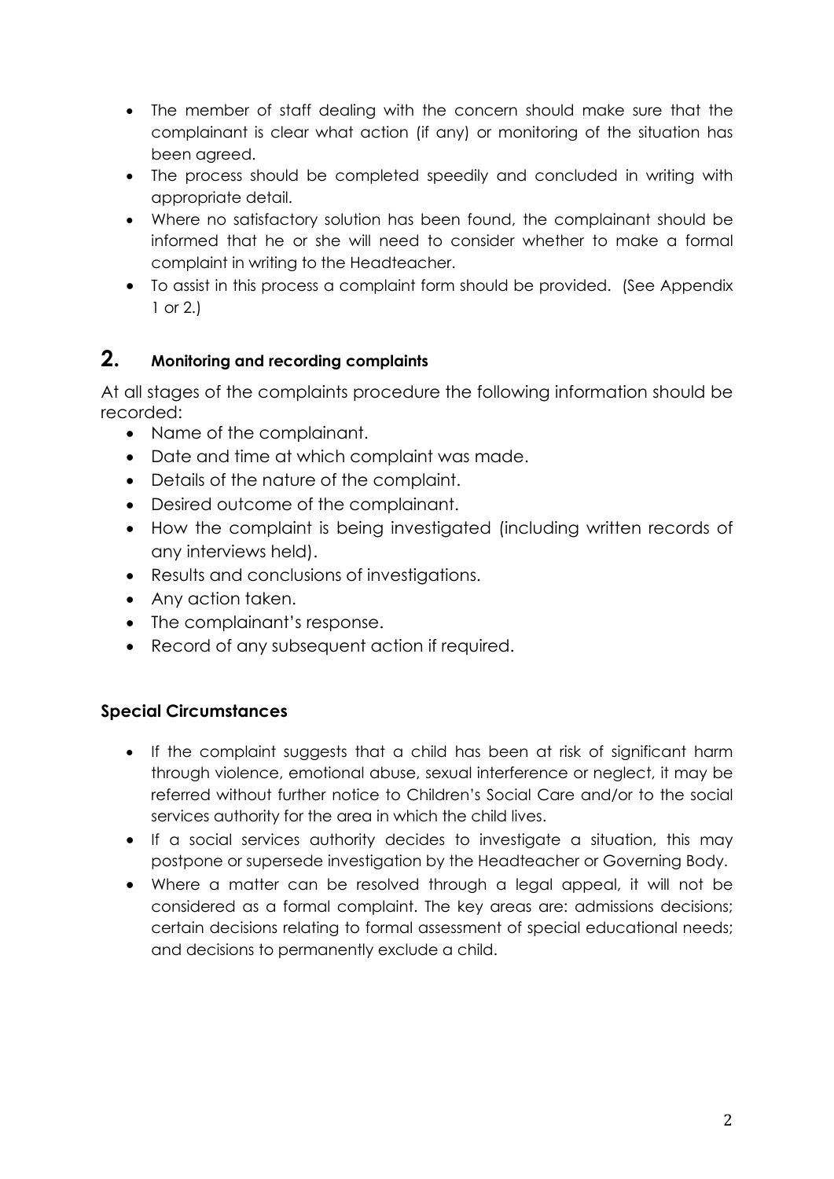- The member of staff dealing with the concern should make sure that the complainant is clear what action (if any) or monitoring of the situation has been agreed.
- The process should be completed speedily and concluded in writing with appropriate detail.
- Where no satisfactory solution has been found, the complainant should be informed that he or she will need to consider whether to make a formal complaint in writing to the Headteacher.
- To assist in this process a complaint form should be provided. (See Appendix 1 or 2.)

## 2. Monitoring and recording complaints

At all stages of the complaints procedure the following information should be recorded:

- Name of the complainant.
- Date and time at which complaint was made.
- Details of the nature of the complaint.
- Desired outcome of the complainant.
- How the complaint is being investigated (including written records of any interviews held).
- Results and conclusions of investigations.
- Any action taken.
- The complainant's response.
- Record of any subsequent action if required.

### Special Circumstances

- If the complaint suggests that a child has been at risk of significant harm through violence, emotional abuse, sexual interference or neglect, it may be referred without further notice to Children's Social Care and/or to the social services authority for the area in which the child lives.
- If a social services authority decides to investigate a situation, this may postpone or supersede investigation by the Headteacher or Governing Body.
- Where a matter can be resolved through a legal appeal, it will not be considered as a formal complaint. The key areas are: admissions decisions; certain decisions relating to formal assessment of special educational needs; and decisions to permanently exclude a child.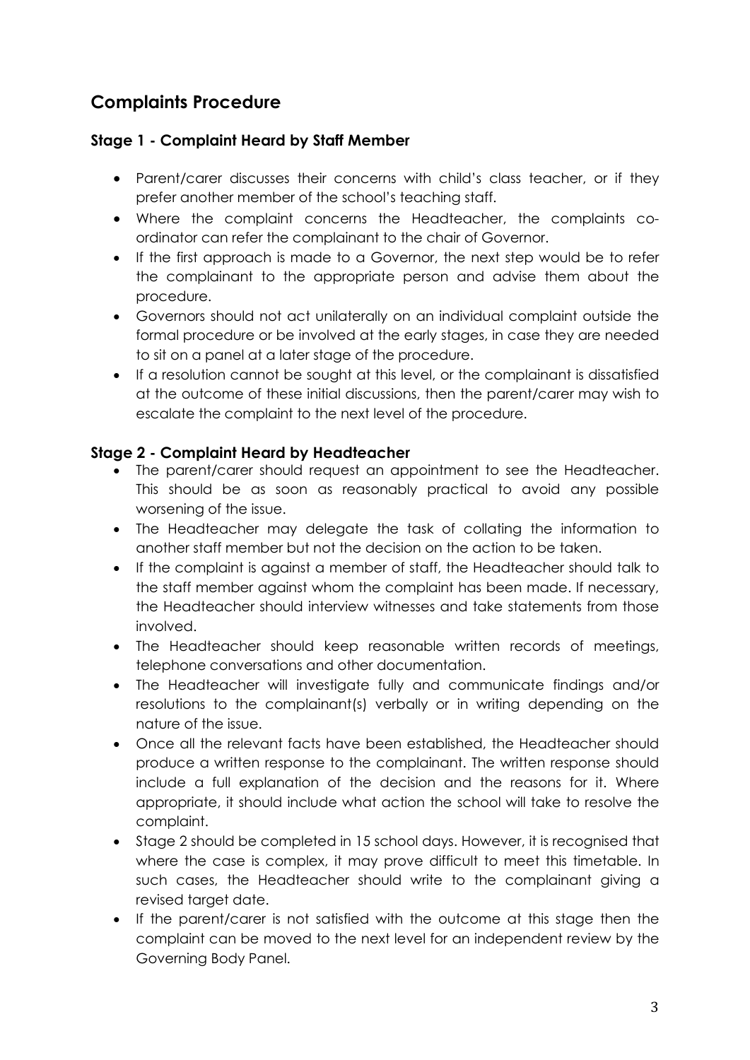## Complaints Procedure

### Stage 1 - Complaint Heard by Staff Member

- Parent/carer discusses their concerns with child's class teacher, or if they prefer another member of the school's teaching staff.
- Where the complaint concerns the Headteacher, the complaints co-ordinator can refer the complainant to the chair of Governor.
- If the first approach is made to a Governor, the next step would be to refer the complainant to the appropriate person and advise them about the procedure.
- Governors should not act unilaterally on an individual complaint outside the formal procedure or be involved at the early stages, in case they are needed to sit on a panel at a later stage of the procedure.
- If a resolution cannot be sought at this level, or the complainant is dissatisfied at the outcome of these initial discussions, then the parent/carer may wish to escalate the complaint to the next level of the procedure.

### Stage 2 - Complaint Heard by Headteacher

- The parent/carer should request an appointment to see the Headteacher. This should be as soon as reasonably practical to avoid any possible worsening of the issue.
- The Headteacher may delegate the task of collating the information to another staff member but not the decision on the action to be taken.
- If the complaint is against a member of staff, the Headteacher should talk to the staff member against whom the complaint has been made. If necessary, the Headteacher should interview witnesses and take statements from those involved.
- The Headteacher should keep reasonable written records of meetings, telephone conversations and other documentation.
- The Headteacher will investigate fully and communicate findings and/or resolutions to the complainant(s) verbally or in writing depending on the nature of the issue.
- Once all the relevant facts have been established, the Headteacher should produce a written response to the complainant. The written response should include a full explanation of the decision and the reasons for it. Where appropriate, it should include what action the school will take to resolve the complaint.
- Stage 2 should be completed in 15 school days. However, it is recognised that where the case is complex, it may prove difficult to meet this timetable. In such cases, the Headteacher should write to the complainant giving a revised target date.
- If the parent/carer is not satisfied with the outcome at this stage then the complaint can be moved to the next level for an independent review by the Governing Body Panel.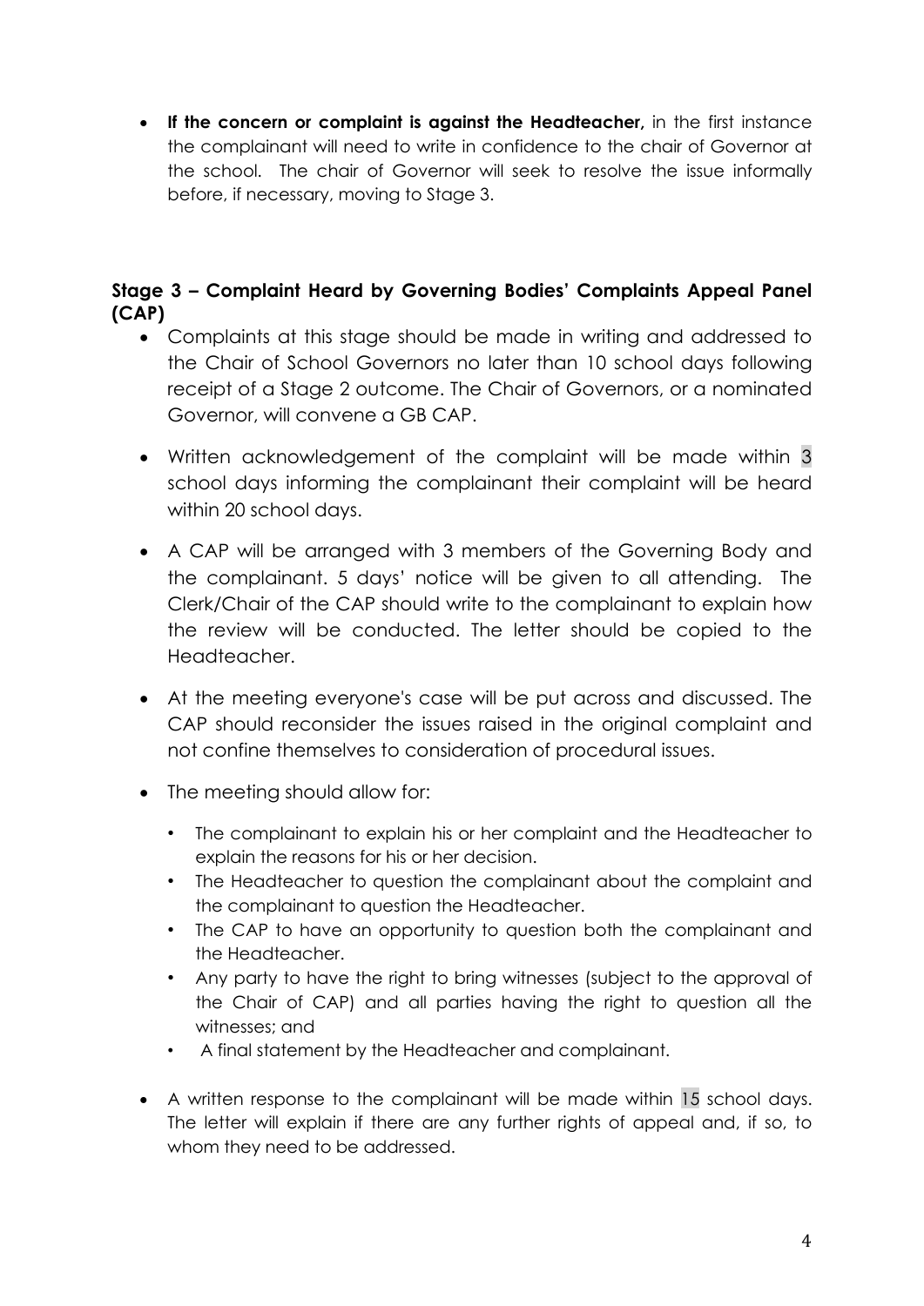- **If the concern or complaint is against the Headteacher,** in the first instance the complainant will need to write in confidence to the chair of Governor at the school. The chair of Governor will seek to resolve the issue informally before, if necessary, moving to Stage 3.

### Stage 3 – Complaint Heard by Governing Bodies' Complaints Appeal Panel (CAP)

- Complaints at this stage should be made in writing and addressed to the Chair of School Governors no later than 10 school days following receipt of a Stage 2 outcome. The Chair of Governors, or a nominated Governor, will convene a GB CAP.
- Written acknowledgement of the complaint will be made within 3 school days informing the complainant their complaint will be heard within 20 school days.
- A CAP will be arranged with 3 members of the Governing Body and the complainant. 5 days' notice will be given to all attending. The Clerk/Chair of the CAP should write to the complainant to explain how the review will be conducted. The letter should be copied to the Headteacher.
- At the meeting everyone's case will be put across and discussed. The CAP should reconsider the issues raised in the original complaint and not confine themselves to consideration of procedural issues.
- The meeting should allow for:
  - The complainant to explain his or her complaint and the Headteacher to explain the reasons for his or her decision.
  - The Headteacher to question the complainant about the complaint and the complainant to question the Headteacher.
  - The CAP to have an opportunity to question both the complainant and the Headteacher.
  - Any party to have the right to bring witnesses (subject to the approval of the Chair of CAP) and all parties having the right to question all the witnesses; and
  - A final statement by the Headteacher and complainant.
- A written response to the complainant will be made within 15 school days. The letter will explain if there are any further rights of appeal and, if so, to whom they need to be addressed.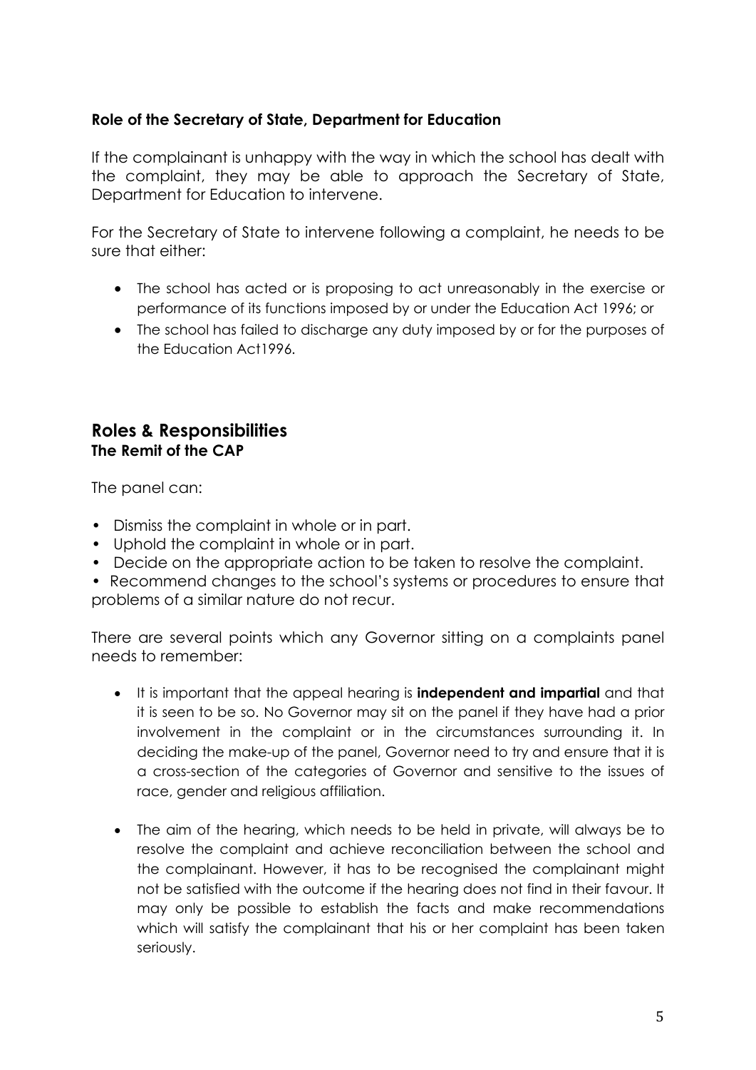**Role of the Secretary of State, Department for Education**

If the complainant is unhappy with the way in which the school has dealt with the complaint, they may be able to approach the Secretary of State, Department for Education to intervene.

For the Secretary of State to intervene following a complaint, he needs to be sure that either:

- The school has acted or is proposing to act unreasonably in the exercise or performance of its functions imposed by or under the Education Act 1996; or
- The school has failed to discharge any duty imposed by or for the purposes of the Education Act1996.

## Roles & Responsibilities

**The Remit of the CAP**

The panel can:

- Dismiss the complaint in whole or in part.
- Uphold the complaint in whole or in part.
- Decide on the appropriate action to be taken to resolve the complaint.
- Recommend changes to the school's systems or procedures to ensure that problems of a similar nature do not recur.

There are several points which any Governor sitting on a complaints panel needs to remember:

- It is important that the appeal hearing is **independent and impartial** and that it is seen to be so. No Governor may sit on the panel if they have had a prior involvement in the complaint or in the circumstances surrounding it. In deciding the make-up of the panel, Governor need to try and ensure that it is a cross-section of the categories of Governor and sensitive to the issues of race, gender and religious affiliation.

- The aim of the hearing, which needs to be held in private, will always be to resolve the complaint and achieve reconciliation between the school and the complainant. However, it has to be recognised the complainant might not be satisfied with the outcome if the hearing does not find in their favour. It may only be possible to establish the facts and make recommendations which will satisfy the complainant that his or her complaint has been taken seriously.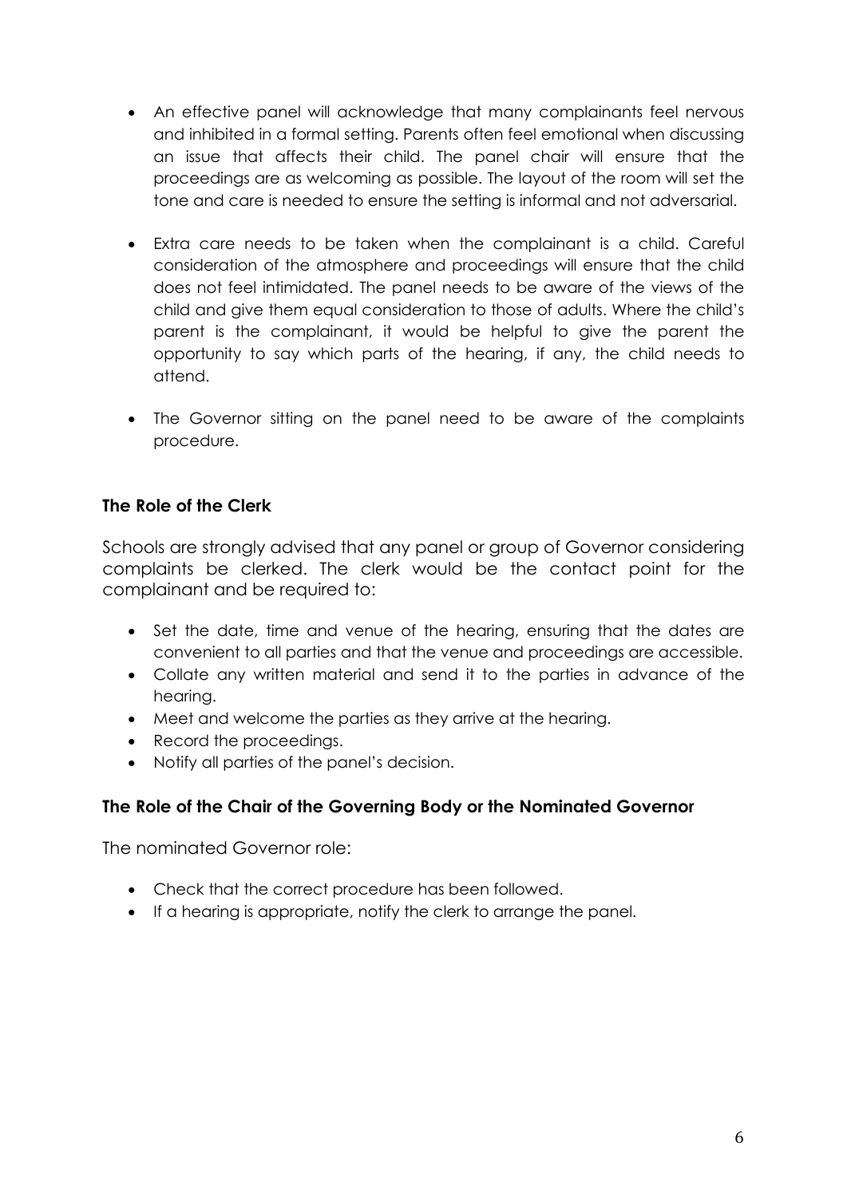- An effective panel will acknowledge that many complainants feel nervous and inhibited in a formal setting. Parents often feel emotional when discussing an issue that affects their child. The panel chair will ensure that the proceedings are as welcoming as possible. The layout of the room will set the tone and care is needed to ensure the setting is informal and not adversarial.

- Extra care needs to be taken when the complainant is a child. Careful consideration of the atmosphere and proceedings will ensure that the child does not feel intimidated. The panel needs to be aware of the views of the child and give them equal consideration to those of adults. Where the child's parent is the complainant, it would be helpful to give the parent the opportunity to say which parts of the hearing, if any, the child needs to attend.

- The Governor sitting on the panel need to be aware of the complaints procedure.

### The Role of the Clerk

Schools are strongly advised that any panel or group of Governor considering complaints be clerked. The clerk would be the contact point for the complainant and be required to:

- Set the date, time and venue of the hearing, ensuring that the dates are convenient to all parties and that the venue and proceedings are accessible.
- Collate any written material and send it to the parties in advance of the hearing.
- Meet and welcome the parties as they arrive at the hearing.
- Record the proceedings.
- Notify all parties of the panel's decision.

### The Role of the Chair of the Governing Body or the Nominated Governor

The nominated Governor role:

- Check that the correct procedure has been followed.
- If a hearing is appropriate, notify the clerk to arrange the panel.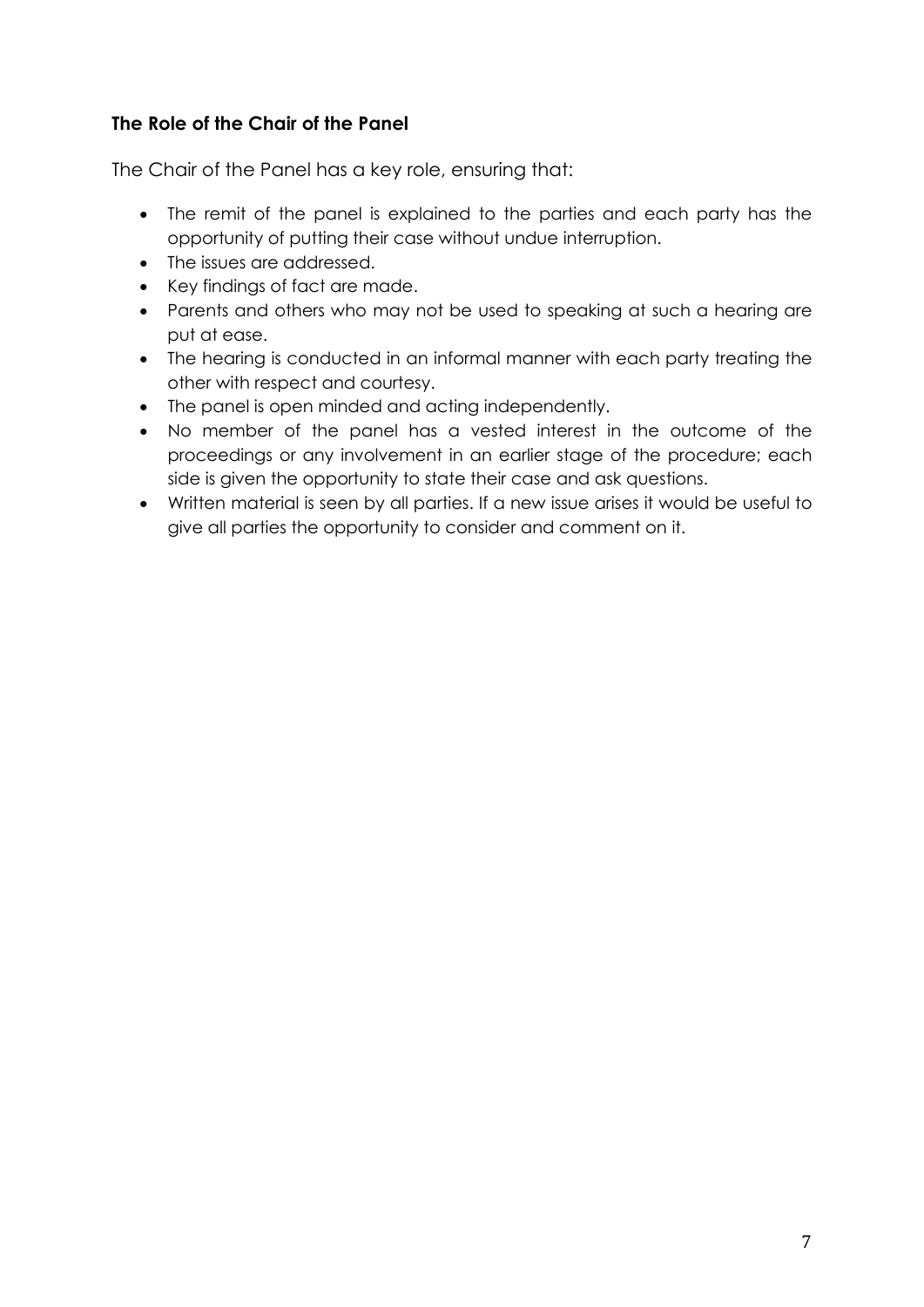**The Role of the Chair of the Panel**

The Chair of the Panel has a key role, ensuring that:

- The remit of the panel is explained to the parties and each party has the opportunity of putting their case without undue interruption.
- The issues are addressed.
- Key findings of fact are made.
- Parents and others who may not be used to speaking at such a hearing are put at ease.
- The hearing is conducted in an informal manner with each party treating the other with respect and courtesy.
- The panel is open minded and acting independently.
- No member of the panel has a vested interest in the outcome of the proceedings or any involvement in an earlier stage of the procedure; each side is given the opportunity to state their case and ask questions.
- Written material is seen by all parties. If a new issue arises it would be useful to give all parties the opportunity to consider and comment on it.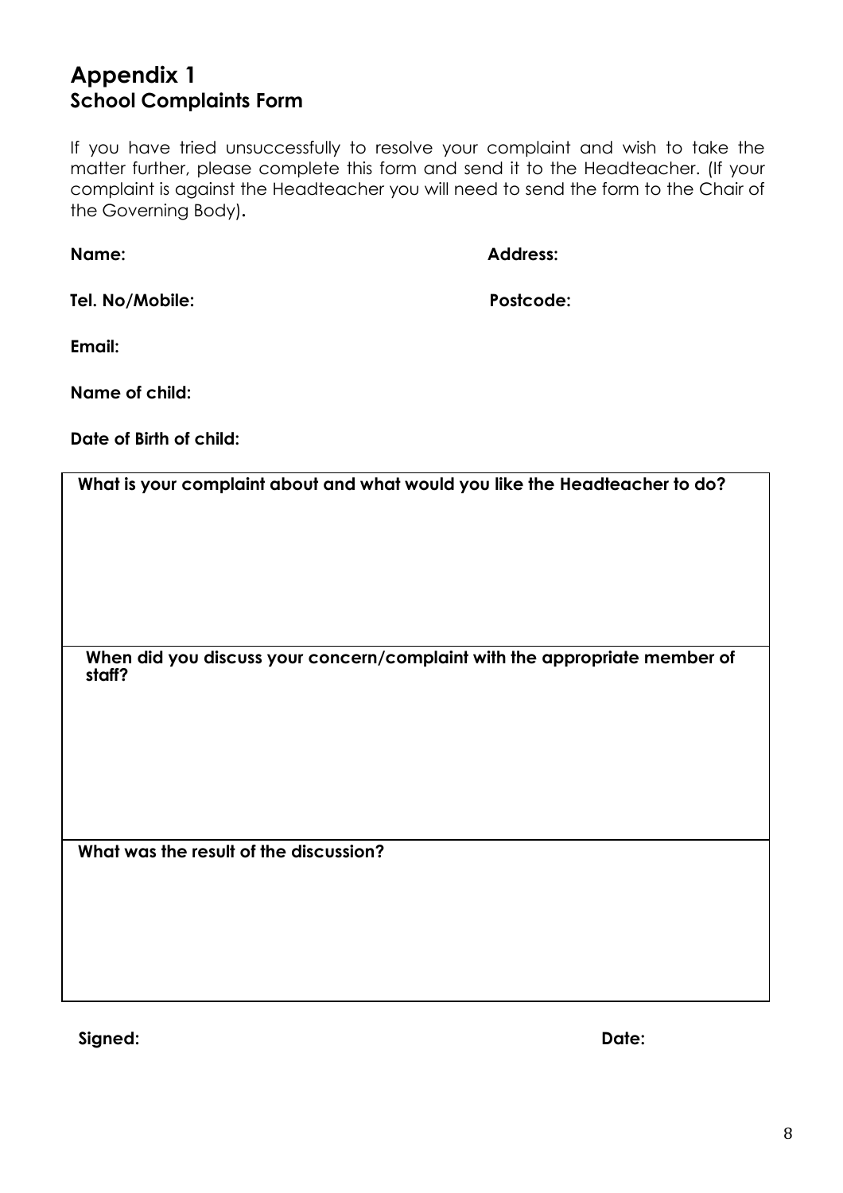# Appendix 1

## School Complaints Form

If you have tried unsuccessfully to resolve your complaint and wish to take the matter further, please complete this form and send it to the Headteacher. (If your complaint is against the Headteacher you will need to send the form to the Chair of the Governing Body).

**Name:**

**Address:**

**Tel. No/Mobile:**

**Postcode:**

**Email:**

**Name of child:**

**Date of Birth of child:**

| **What is your complaint about and what would you like the Headteacher to do?** |
|---|
| |
| **When did you discuss your concern/complaint with the appropriate member of staff?** |
| |
| **What was the result of the discussion?** |
| |

**Signed:**

**Date:**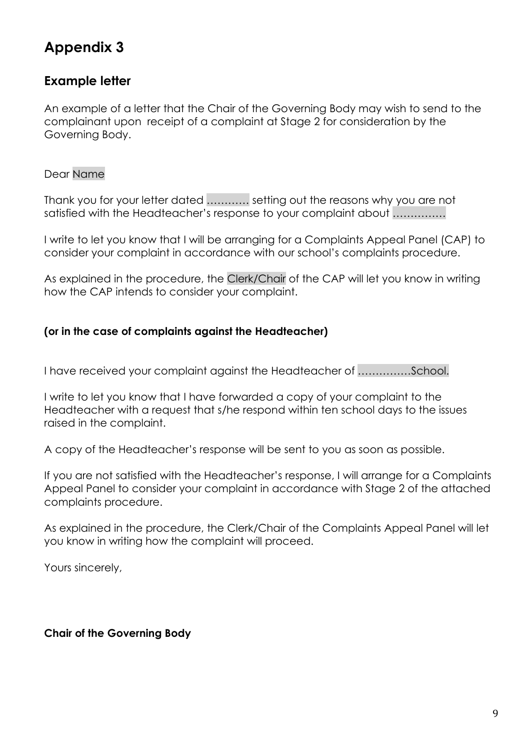# Appendix 3

## Example letter

An example of a letter that the Chair of the Governing Body may wish to send to the complainant upon receipt of a complaint at Stage 2 for consideration by the Governing Body.

Dear Name

Thank you for your letter dated ………… setting out the reasons why you are not satisfied with the Headteacher's response to your complaint about ……………

I write to let you know that I will be arranging for a Complaints Appeal Panel (CAP) to consider your complaint in accordance with our school's complaints procedure.

As explained in the procedure, the Clerk/Chair of the CAP will let you know in writing how the CAP intends to consider your complaint.

**(or in the case of complaints against the Headteacher)**

I have received your complaint against the Headteacher of ……………School.

I write to let you know that I have forwarded a copy of your complaint to the Headteacher with a request that s/he respond within ten school days to the issues raised in the complaint.

A copy of the Headteacher's response will be sent to you as soon as possible.

If you are not satisfied with the Headteacher's response, I will arrange for a Complaints Appeal Panel to consider your complaint in accordance with Stage 2 of the attached complaints procedure.

As explained in the procedure, the Clerk/Chair of the Complaints Appeal Panel will let you know in writing how the complaint will proceed.

Yours sincerely,

**Chair of the Governing Body**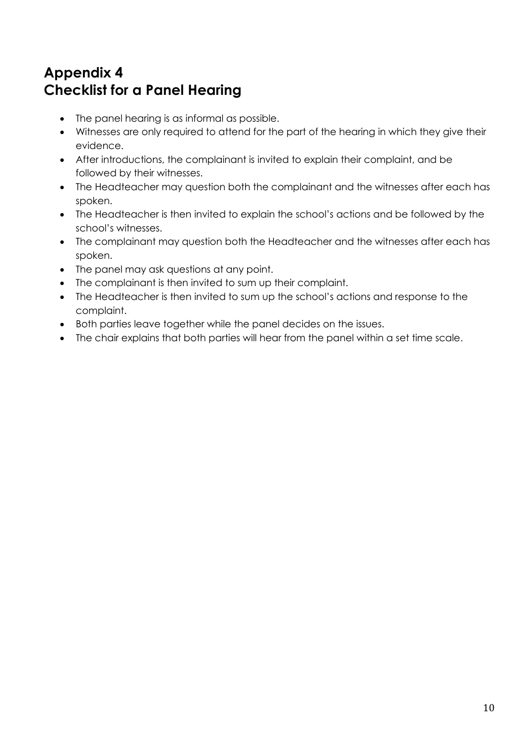# Appendix 4
# Checklist for a Panel Hearing

- The panel hearing is as informal as possible.
- Witnesses are only required to attend for the part of the hearing in which they give their evidence.
- After introductions, the complainant is invited to explain their complaint, and be followed by their witnesses.
- The Headteacher may question both the complainant and the witnesses after each has spoken.
- The Headteacher is then invited to explain the school's actions and be followed by the school's witnesses.
- The complainant may question both the Headteacher and the witnesses after each has spoken.
- The panel may ask questions at any point.
- The complainant is then invited to sum up their complaint.
- The Headteacher is then invited to sum up the school's actions and response to the complaint.
- Both parties leave together while the panel decides on the issues.
- The chair explains that both parties will hear from the panel within a set time scale.